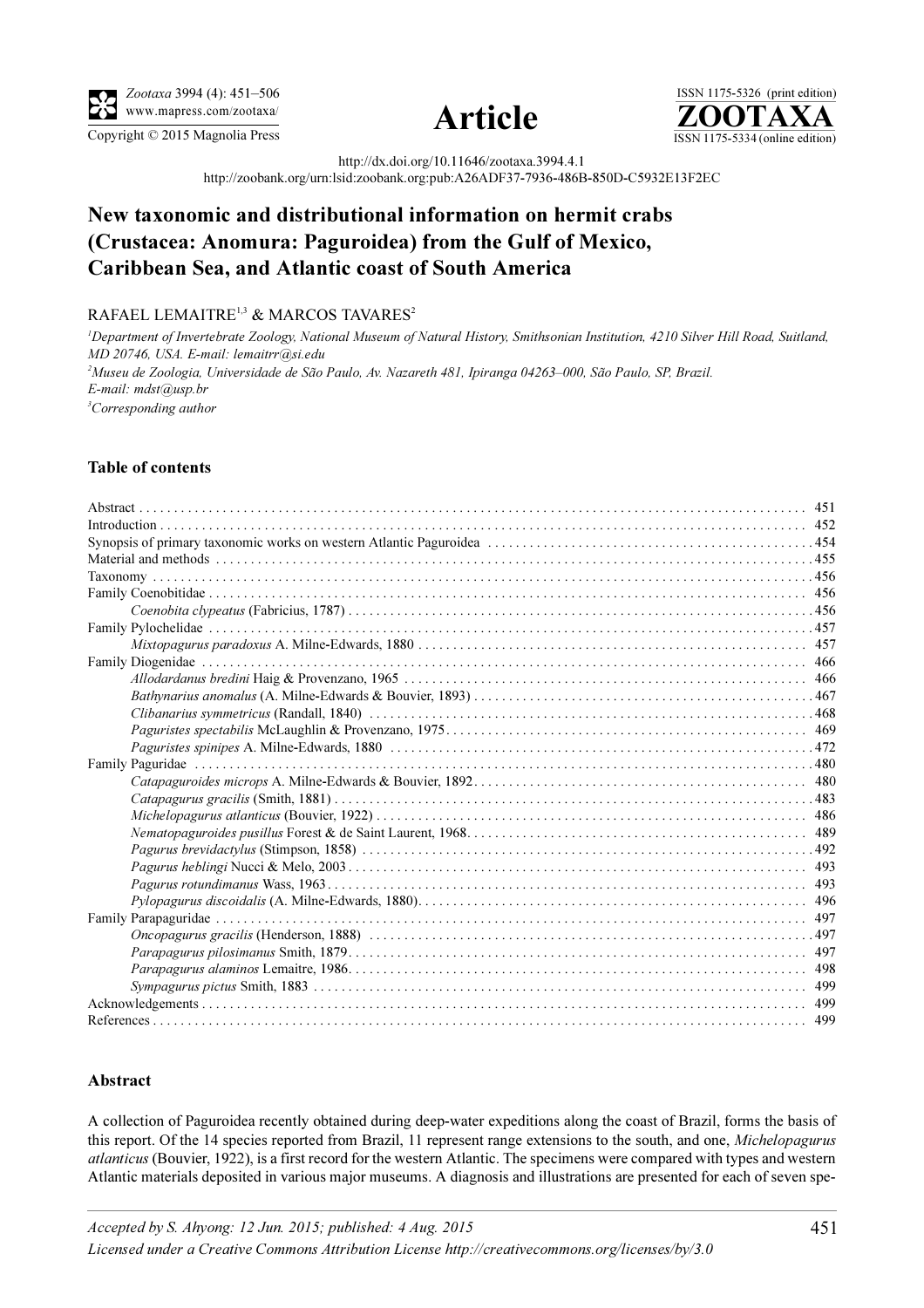*Zootaxa* 3994 (4): 451–506
www.mapress.com/zootaxa/
Copyright © 2015 Magnolia Press

**Article**

ISSN 1175-5326 (print edition)
**ZOOTAXA**
ISSN 1175-5334 (online edition)

http://dx.doi.org/10.11646/zootaxa.3994.4.1
http://zoobank.org/urn:lsid:zoobank.org:pub:A26ADF37-7936-486B-850D-C5932E13F2EC

# New taxonomic and distributional information on hermit crabs (Crustacea: Anomura: Paguroidea) from the Gulf of Mexico, Caribbean Sea, and Atlantic coast of South America

RAFAEL LEMAITRE[1,3] & MARCOS TAVARES[2]

[1]*Department of Invertebrate Zoology, National Museum of Natural History, Smithsonian Institution, 4210 Silver Hill Road, Suitland, MD 20746, USA. E-mail: lemaitrr@si.edu*

[2]*Museu de Zoologia, Universidade de São Paulo, Av. Nazareth 481, Ipiranga 04263–000, São Paulo, SP, Brazil. E-mail: mdst@usp.br*

[3]*Corresponding author*

### Table of contents

Abstract . . . . . 451
Introduction . . . . . 452
Synopsis of primary taxonomic works on western Atlantic Paguroidea . . . . . 454
Material and methods . . . . . 455
Taxonomy . . . . . 456
Family Coenobitidae . . . . . 456
- *Coenobita clypeatus* (Fabricius, 1787) . . . . . 456

Family Pylochelidae . . . . . 457
- *Mixtopagurus paradoxus* A. Milne-Edwards, 1880 . . . . . 457

Family Diogenidae . . . . . 466
- *Allodardanus bredini* Haig & Provenzano, 1965 . . . . . 466
- *Bathynarius anomalus* (A. Milne-Edwards & Bouvier, 1893) . . . . . 467
- *Clibanarius symmetricus* (Randall, 1840) . . . . . 468
- *Paguristes spectabilis* McLaughlin & Provenzano, 1975 . . . . . 469
- *Paguristes spinipes* A. Milne-Edwards, 1880 . . . . . 472

Family Paguridae . . . . . 480
- *Catapaguroides microps* A. Milne-Edwards & Bouvier, 1892 . . . . . 480
- *Catapagurus gracilis* (Smith, 1881) . . . . . 483
- *Michelopagurus atlanticus* (Bouvier, 1922) . . . . . 486
- *Nematopaguroides pusillus* Forest & de Saint Laurent, 1968 . . . . . 489
- *Pagurus brevidactylus* (Stimpson, 1858) . . . . . 492
- *Pagurus heblingi* Nucci & Melo, 2003 . . . . . 493
- *Pagurus rotundimanus* Wass, 1963 . . . . . 493
- *Pylopagurus discoidalis* (A. Milne-Edwards, 1880) . . . . . 496

Family Parapaguridae . . . . . 497
- *Oncopagurus gracilis* (Henderson, 1888) . . . . . 497
- *Parapagurus pilosimanus* Smith, 1879 . . . . . 497
- *Parapagurus alaminos* Lemaitre, 1986 . . . . . 498
- *Sympagurus pictus* Smith, 1883 . . . . . 499

Acknowledgements . . . . . 499
References . . . . . 499

### Abstract

A collection of Paguroidea recently obtained during deep-water expeditions along the coast of Brazil, forms the basis of this report. Of the 14 species reported from Brazil, 11 represent range extensions to the south, and one, *Michelopagurus atlanticus* (Bouvier, 1922), is a first record for the western Atlantic. The specimens were compared with types and western Atlantic materials deposited in various major museums. A diagnosis and illustrations are presented for each of seven spe-

*Accepted by S. Ahyong: 12 Jun. 2015; published: 4 Aug. 2015*
*Licensed under a Creative Commons Attribution License http://creativecommons.org/licenses/by/3.0*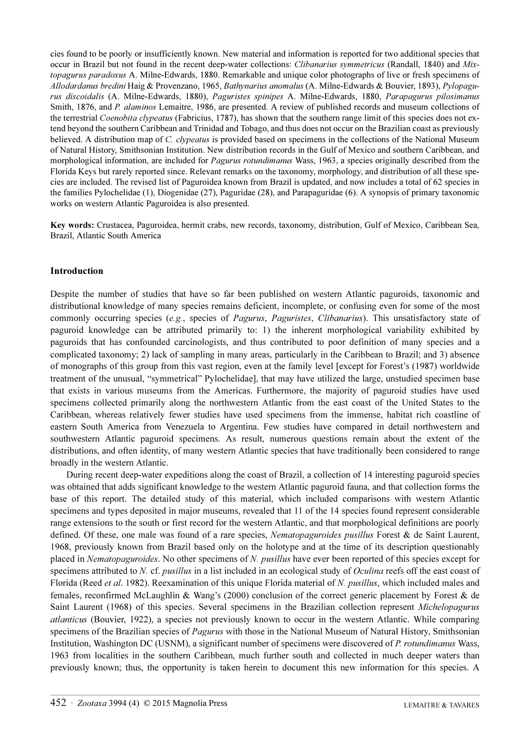cies found to be poorly or insufficiently known. New material and information is reported for two additional species that occur in Brazil but not found in the recent deep-water collections: *Clibanarius symmetricus* (Randall, 1840) and *Mixtopagurus paradoxus* A. Milne-Edwards, 1880. Remarkable and unique color photographs of live or fresh specimens of *Allodardanus bredini* Haig & Provenzano, 1965, *Bathynarius anomalus* (A. Milne-Edwards & Bouvier, 1893), *Pylopagurus discoidalis* (A. Milne-Edwards, 1880), *Paguristes spinipes* A. Milne-Edwards, 1880, *Parapagurus pilosimanus* Smith, 1876, and *P. alaminos* Lemaitre, 1986, are presented. A review of published records and museum collections of the terrestrial *Coenobita clypeatus* (Fabricius, 1787), has shown that the southern range limit of this species does not extend beyond the southern Caribbean and Trinidad and Tobago, and thus does not occur on the Brazilian coast as previously believed. A distribution map of *C. clypeatus* is provided based on specimens in the collections of the National Museum of Natural History, Smithsonian Institution. New distribution records in the Gulf of Mexico and southern Caribbean, and morphological information, are included for *Pagurus rotundimanus* Wass, 1963, a species originally described from the Florida Keys but rarely reported since. Relevant remarks on the taxonomy, morphology, and distribution of all these species are included. The revised list of Paguroidea known from Brazil is updated, and now includes a total of 62 species in the families Pylochelidae (1), Diogenidae (27), Paguridae (28), and Parapaguridae (6). A synopsis of primary taxonomic works on western Atlantic Paguroidea is also presented.

**Key words:** Crustacea, Paguroidea, hermit crabs, new records, taxonomy, distribution, Gulf of Mexico, Caribbean Sea, Brazil, Atlantic South America

## Introduction

Despite the number of studies that have so far been published on western Atlantic paguroids, taxonomic and distributional knowledge of many species remains deficient, incomplete, or confusing even for some of the most commonly occurring species (*e.g.*, species of *Pagurus*, *Paguristes*, *Clibanarius*). This unsatisfactory state of paguroid knowledge can be attributed primarily to: 1) the inherent morphological variability exhibited by paguroids that has confounded carcinologists, and thus contributed to poor definition of many species and a complicated taxonomy; 2) lack of sampling in many areas, particularly in the Caribbean to Brazil; and 3) absence of monographs of this group from this vast region, even at the family level [except for Forest's (1987) worldwide treatment of the unusual, "symmetrical" Pylochelidae], that may have utilized the large, unstudied specimen base that exists in various museums from the Americas. Furthermore, the majority of paguroid studies have used specimens collected primarily along the northwestern Atlantic from the east coast of the United States to the Caribbean, whereas relatively fewer studies have used specimens from the immense, habitat rich coastline of eastern South America from Venezuela to Argentina. Few studies have compared in detail northwestern and southwestern Atlantic paguroid specimens. As result, numerous questions remain about the extent of the distributions, and often identity, of many western Atlantic species that have traditionally been considered to range broadly in the western Atlantic.

During recent deep-water expeditions along the coast of Brazil, a collection of 14 interesting paguroid species was obtained that adds significant knowledge to the western Atlantic paguroid fauna, and that collection forms the base of this report. The detailed study of this material, which included comparisons with western Atlantic specimens and types deposited in major museums, revealed that 11 of the 14 species found represent considerable range extensions to the south or first record for the western Atlantic, and that morphological definitions are poorly defined. Of these, one male was found of a rare species, *Nematopaguroides pusillus* Forest & de Saint Laurent, 1968, previously known from Brazil based only on the holotype and at the time of its description questionably placed in *Nematopaguroides*. No other specimens of *N. pusillus* have ever been reported of this species except for specimens attributed to *N.* cf. *pusillus* in a list included in an ecological study of *Oculina* reefs off the east coast of Florida (Reed *et al*. 1982). Reexamination of this unique Florida material of *N. pusillus*, which included males and females, reconfirmed McLaughlin & Wang's (2000) conclusion of the correct generic placement by Forest & de Saint Laurent (1968) of this species. Several specimens in the Brazilian collection represent *Michelopagurus atlanticus* (Bouvier, 1922), a species not previously known to occur in the western Atlantic. While comparing specimens of the Brazilian species of *Pagurus* with those in the National Museum of Natural History, Smithsonian Institution, Washington DC (USNM), a significant number of specimens were discovered of *P. rotundimanus* Wass, 1963 from localities in the southern Caribbean, much further south and collected in much deeper waters than previously known; thus, the opportunity is taken herein to document this new information for this species. A